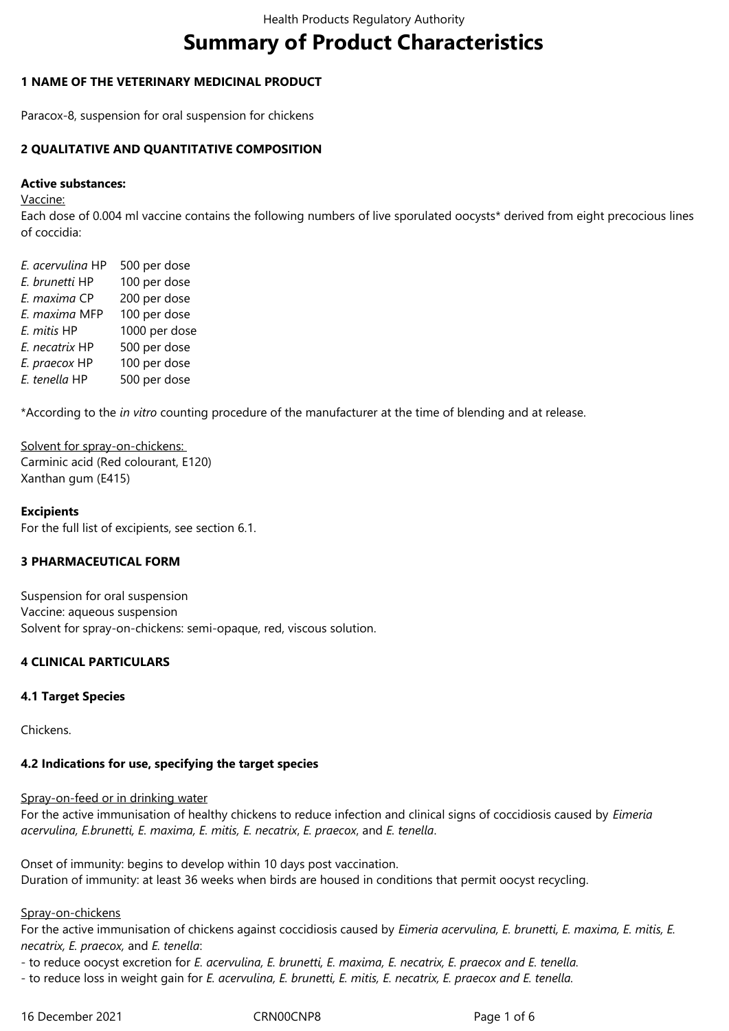# Summary of Product Characteristics

## 1 NAME OF THE VETERINARY MEDICINAL PRODUCT

Paracox-8, suspension for oral suspension for chickens

## 2 QUALITATIVE AND QUANTITATIVE COMPOSITION

**Active substances:**

Vaccine:

Each dose of 0.004 ml vaccine contains the following numbers of live sporulated oocysts* derived from eight precocious lines of coccidia:

| | |
|---|---|
| *E. acervulina* HP | 500 per dose |
| *E. brunetti* HP | 100 per dose |
| *E. maxima* CP | 200 per dose |
| *E. maxima* MFP | 100 per dose |
| *E. mitis* HP | 1000 per dose |
| *E. necatrix* HP | 500 per dose |
| *E. praecox* HP | 100 per dose |
| *E. tenella* HP | 500 per dose |

*According to the *in vitro* counting procedure of the manufacturer at the time of blending and at release.

Solvent for spray-on-chickens:

Carminic acid (Red colourant, E120)

Xanthan gum (E415)

**Excipients**

For the full list of excipients, see section 6.1.

## 3 PHARMACEUTICAL FORM

Suspension for oral suspension

Vaccine: aqueous suspension

Solvent for spray-on-chickens: semi-opaque, red, viscous solution.

## 4 CLINICAL PARTICULARS

### 4.1 Target Species

Chickens.

### 4.2 Indications for use, specifying the target species

Spray-on-feed or in drinking water

For the active immunisation of healthy chickens to reduce infection and clinical signs of coccidiosis caused by *Eimeria acervulina, E.brunetti, E. maxima, E. mitis, E. necatrix*, *E. praecox*, and *E. tenella*.

Onset of immunity: begins to develop within 10 days post vaccination.

Duration of immunity: at least 36 weeks when birds are housed in conditions that permit oocyst recycling.

Spray-on-chickens

For the active immunisation of chickens against coccidiosis caused by *Eimeria acervulina, E. brunetti, E. maxima, E. mitis, E. necatrix, E. praecox,* and *E. tenella*:

- to reduce oocyst excretion for *E. acervulina, E. brunetti, E. maxima, E. necatrix, E. praecox and E. tenella.*
- to reduce loss in weight gain for *E. acervulina, E. brunetti, E. mitis, E. necatrix, E. praecox and E. tenella.*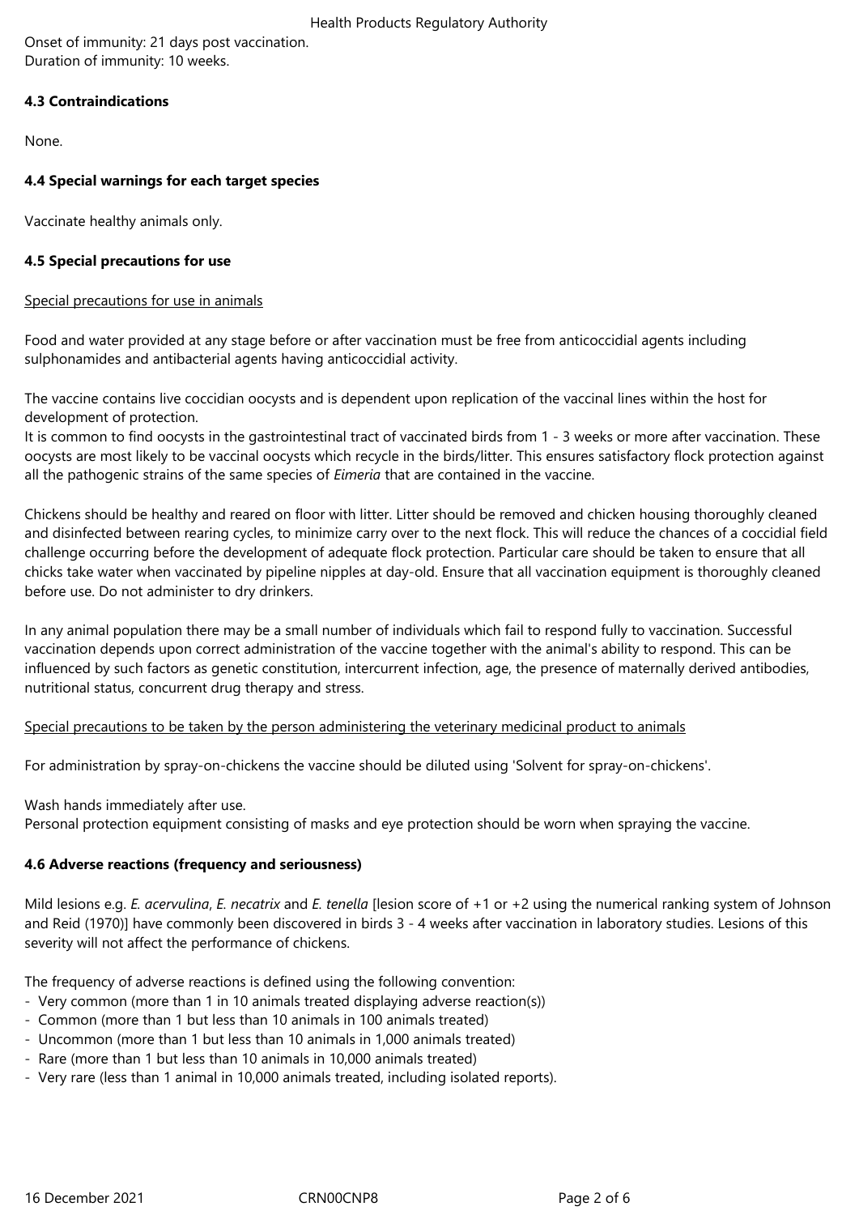Onset of immunity: 21 days post vaccination.
Duration of immunity: 10 weeks.

### 4.3 Contraindications

None.

### 4.4 Special warnings for each target species

Vaccinate healthy animals only.

### 4.5 Special precautions for use

Special precautions for use in animals

Food and water provided at any stage before or after vaccination must be free from anticoccidial agents including sulphonamides and antibacterial agents having anticoccidial activity.

The vaccine contains live coccidian oocysts and is dependent upon replication of the vaccinal lines within the host for development of protection.
It is common to find oocysts in the gastrointestinal tract of vaccinated birds from 1 - 3 weeks or more after vaccination. These oocysts are most likely to be vaccinal oocysts which recycle in the birds/litter. This ensures satisfactory flock protection against all the pathogenic strains of the same species of *Eimeria* that are contained in the vaccine.

Chickens should be healthy and reared on floor with litter. Litter should be removed and chicken housing thoroughly cleaned and disinfected between rearing cycles, to minimize carry over to the next flock. This will reduce the chances of a coccidial field challenge occurring before the development of adequate flock protection. Particular care should be taken to ensure that all chicks take water when vaccinated by pipeline nipples at day-old. Ensure that all vaccination equipment is thoroughly cleaned before use. Do not administer to dry drinkers.

In any animal population there may be a small number of individuals which fail to respond fully to vaccination. Successful vaccination depends upon correct administration of the vaccine together with the animal's ability to respond. This can be influenced by such factors as genetic constitution, intercurrent infection, age, the presence of maternally derived antibodies, nutritional status, concurrent drug therapy and stress.

Special precautions to be taken by the person administering the veterinary medicinal product to animals

For administration by spray-on-chickens the vaccine should be diluted using 'Solvent for spray-on-chickens'.

Wash hands immediately after use.
Personal protection equipment consisting of masks and eye protection should be worn when spraying the vaccine.

### 4.6 Adverse reactions (frequency and seriousness)

Mild lesions e.g. *E. acervulina*, *E. necatrix* and *E. tenella* [lesion score of +1 or +2 using the numerical ranking system of Johnson and Reid (1970)] have commonly been discovered in birds 3 - 4 weeks after vaccination in laboratory studies. Lesions of this severity will not affect the performance of chickens.

The frequency of adverse reactions is defined using the following convention:
- Very common (more than 1 in 10 animals treated displaying adverse reaction(s))
- Common (more than 1 but less than 10 animals in 100 animals treated)
- Uncommon (more than 1 but less than 10 animals in 1,000 animals treated)
- Rare (more than 1 but less than 10 animals in 10,000 animals treated)
- Very rare (less than 1 animal in 10,000 animals treated, including isolated reports).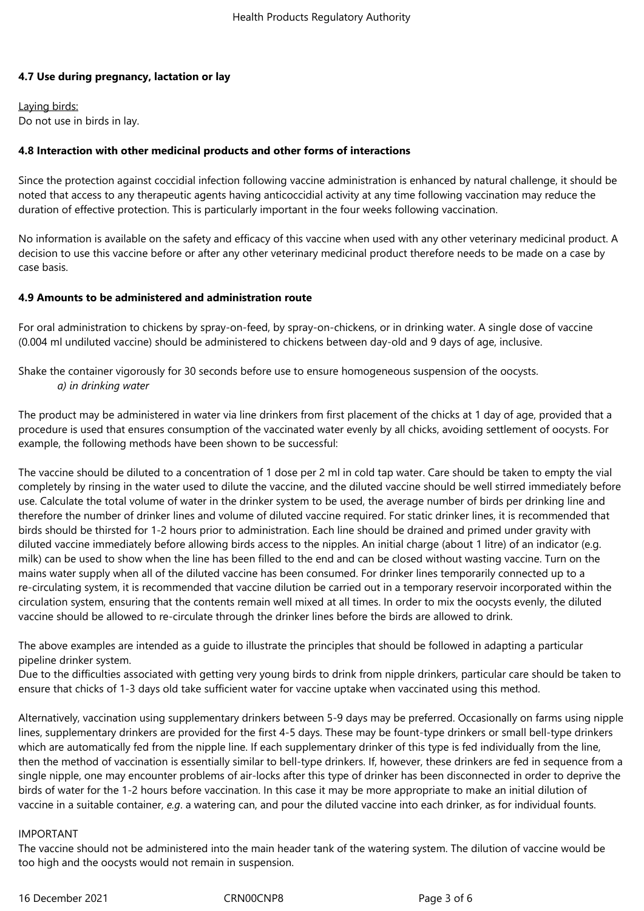### 4.7 Use during pregnancy, lactation or lay

Laying birds:
Do not use in birds in lay.

### 4.8 Interaction with other medicinal products and other forms of interactions

Since the protection against coccidial infection following vaccine administration is enhanced by natural challenge, it should be noted that access to any therapeutic agents having anticoccidial activity at any time following vaccination may reduce the duration of effective protection. This is particularly important in the four weeks following vaccination.

No information is available on the safety and efficacy of this vaccine when used with any other veterinary medicinal product. A decision to use this vaccine before or after any other veterinary medicinal product therefore needs to be made on a case by case basis.

### 4.9 Amounts to be administered and administration route

For oral administration to chickens by spray-on-feed, by spray-on-chickens, or in drinking water. A single dose of vaccine (0.004 ml undiluted vaccine) should be administered to chickens between day-old and 9 days of age, inclusive.

Shake the container vigorously for 30 seconds before use to ensure homogeneous suspension of the oocysts.

*a) in drinking water*

The product may be administered in water via line drinkers from first placement of the chicks at 1 day of age, provided that a procedure is used that ensures consumption of the vaccinated water evenly by all chicks, avoiding settlement of oocysts. For example, the following methods have been shown to be successful:

The vaccine should be diluted to a concentration of 1 dose per 2 ml in cold tap water. Care should be taken to empty the vial completely by rinsing in the water used to dilute the vaccine, and the diluted vaccine should be well stirred immediately before use. Calculate the total volume of water in the drinker system to be used, the average number of birds per drinking line and therefore the number of drinker lines and volume of diluted vaccine required. For static drinker lines, it is recommended that birds should be thirsted for 1-2 hours prior to administration. Each line should be drained and primed under gravity with diluted vaccine immediately before allowing birds access to the nipples. An initial charge (about 1 litre) of an indicator (e.g. milk) can be used to show when the line has been filled to the end and can be closed without wasting vaccine. Turn on the mains water supply when all of the diluted vaccine has been consumed. For drinker lines temporarily connected up to a re-circulating system, it is recommended that vaccine dilution be carried out in a temporary reservoir incorporated within the circulation system, ensuring that the contents remain well mixed at all times. In order to mix the oocysts evenly, the diluted vaccine should be allowed to re-circulate through the drinker lines before the birds are allowed to drink.

The above examples are intended as a guide to illustrate the principles that should be followed in adapting a particular pipeline drinker system.
Due to the difficulties associated with getting very young birds to drink from nipple drinkers, particular care should be taken to ensure that chicks of 1-3 days old take sufficient water for vaccine uptake when vaccinated using this method.

Alternatively, vaccination using supplementary drinkers between 5-9 days may be preferred. Occasionally on farms using nipple lines, supplementary drinkers are provided for the first 4-5 days. These may be fount-type drinkers or small bell-type drinkers which are automatically fed from the nipple line. If each supplementary drinker of this type is fed individually from the line, then the method of vaccination is essentially similar to bell-type drinkers. If, however, these drinkers are fed in sequence from a single nipple, one may encounter problems of air-locks after this type of drinker has been disconnected in order to deprive the birds of water for the 1-2 hours before vaccination. In this case it may be more appropriate to make an initial dilution of vaccine in a suitable container, *e.g*. a watering can, and pour the diluted vaccine into each drinker, as for individual founts.

IMPORTANT
The vaccine should not be administered into the main header tank of the watering system. The dilution of vaccine would be too high and the oocysts would not remain in suspension.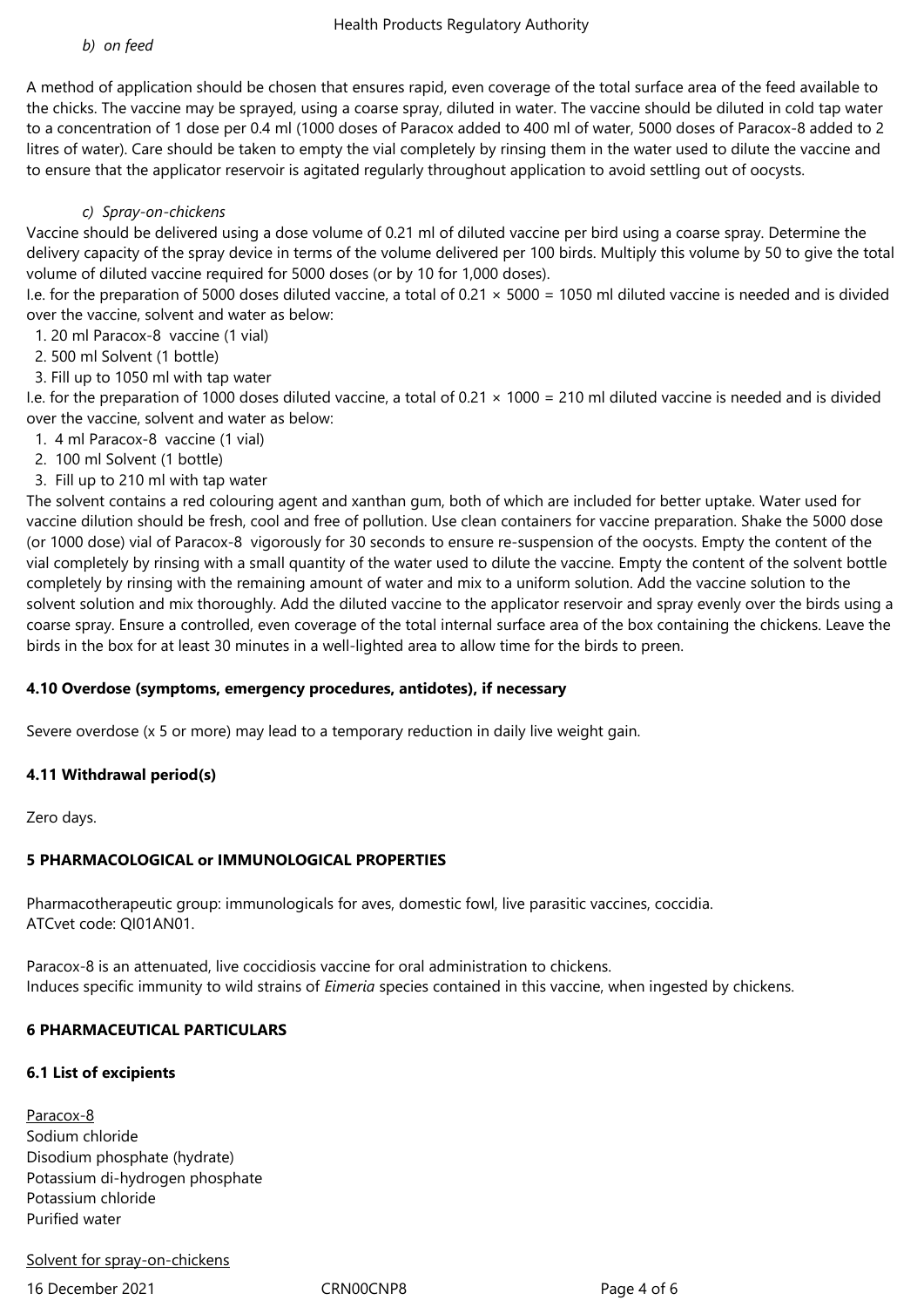*b) on feed*

A method of application should be chosen that ensures rapid, even coverage of the total surface area of the feed available to the chicks. The vaccine may be sprayed, using a coarse spray, diluted in water. The vaccine should be diluted in cold tap water to a concentration of 1 dose per 0.4 ml (1000 doses of Paracox added to 400 ml of water, 5000 doses of Paracox-8 added to 2 litres of water). Care should be taken to empty the vial completely by rinsing them in the water used to dilute the vaccine and to ensure that the applicator reservoir is agitated regularly throughout application to avoid settling out of oocysts.

*c) Spray-on-chickens*

Vaccine should be delivered using a dose volume of 0.21 ml of diluted vaccine per bird using a coarse spray. Determine the delivery capacity of the spray device in terms of the volume delivered per 100 birds. Multiply this volume by 50 to give the total volume of diluted vaccine required for 5000 doses (or by 10 for 1,000 doses).

I.e. for the preparation of 5000 doses diluted vaccine, a total of 0.21 × 5000 = 1050 ml diluted vaccine is needed and is divided over the vaccine, solvent and water as below:

1. 20 ml Paracox-8 vaccine (1 vial)
2. 500 ml Solvent (1 bottle)
3. Fill up to 1050 ml with tap water

I.e. for the preparation of 1000 doses diluted vaccine, a total of 0.21 × 1000 = 210 ml diluted vaccine is needed and is divided over the vaccine, solvent and water as below:

1. 4 ml Paracox-8 vaccine (1 vial)
2. 100 ml Solvent (1 bottle)
3. Fill up to 210 ml with tap water

The solvent contains a red colouring agent and xanthan gum, both of which are included for better uptake. Water used for vaccine dilution should be fresh, cool and free of pollution. Use clean containers for vaccine preparation. Shake the 5000 dose (or 1000 dose) vial of Paracox-8 vigorously for 30 seconds to ensure re-suspension of the oocysts. Empty the content of the vial completely by rinsing with a small quantity of the water used to dilute the vaccine. Empty the content of the solvent bottle completely by rinsing with the remaining amount of water and mix to a uniform solution. Add the vaccine solution to the solvent solution and mix thoroughly. Add the diluted vaccine to the applicator reservoir and spray evenly over the birds using a coarse spray. Ensure a controlled, even coverage of the total internal surface area of the box containing the chickens. Leave the birds in the box for at least 30 minutes in a well-lighted area to allow time for the birds to preen.

**4.10 Overdose (symptoms, emergency procedures, antidotes), if necessary**

Severe overdose (x 5 or more) may lead to a temporary reduction in daily live weight gain.

**4.11 Withdrawal period(s)**

Zero days.

**5 PHARMACOLOGICAL or IMMUNOLOGICAL PROPERTIES**

Pharmacotherapeutic group: immunologicals for aves, domestic fowl, live parasitic vaccines, coccidia.
ATCvet code: QI01AN01.

Paracox-8 is an attenuated, live coccidiosis vaccine for oral administration to chickens.
Induces specific immunity to wild strains of *Eimeria* species contained in this vaccine, when ingested by chickens.

**6 PHARMACEUTICAL PARTICULARS**

**6.1 List of excipients**

Paracox-8
Sodium chloride
Disodium phosphate (hydrate)
Potassium di-hydrogen phosphate
Potassium chloride
Purified water

Solvent for spray-on-chickens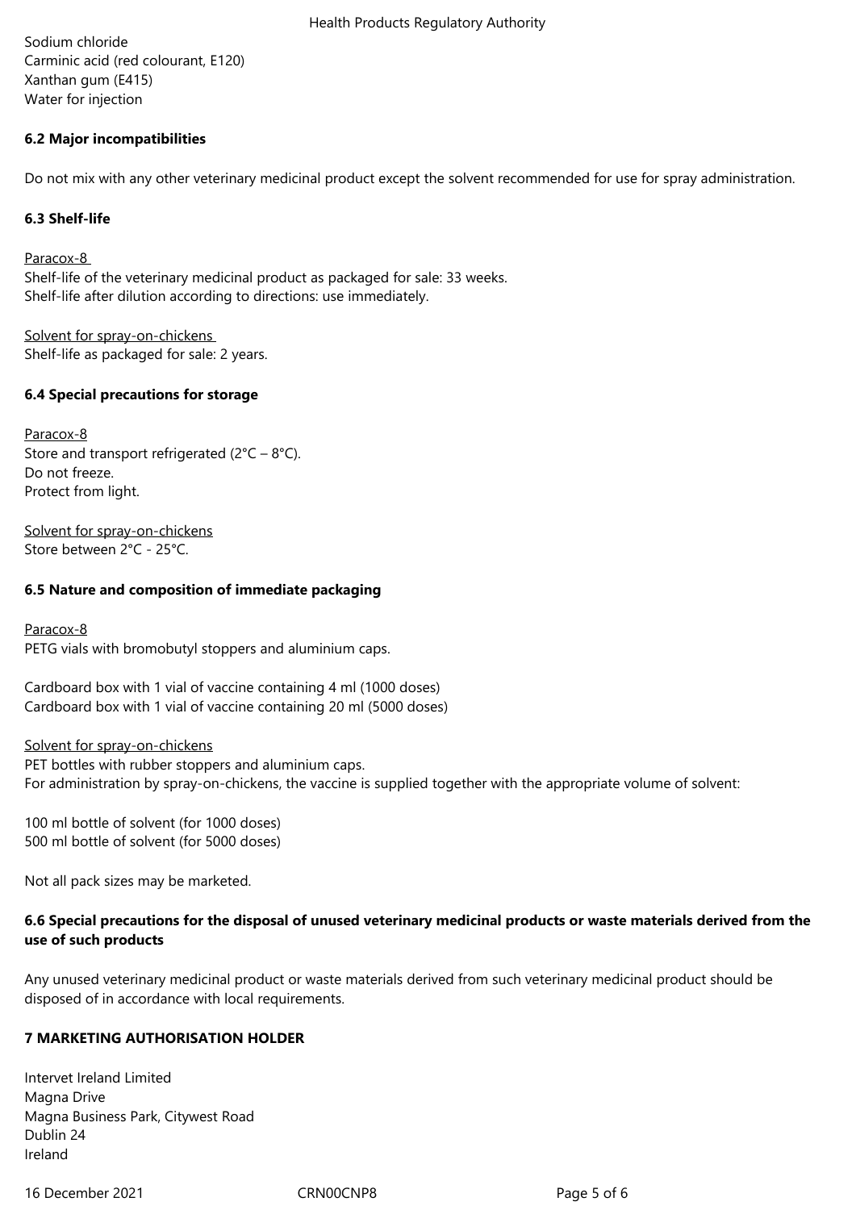Sodium chloride
Carminic acid (red colourant, E120)
Xanthan gum (E415)
Water for injection

### 6.2 Major incompatibilities

Do not mix with any other veterinary medicinal product except the solvent recommended for use for spray administration.

### 6.3 Shelf-life

<u>Paracox-8</u>
Shelf-life of the veterinary medicinal product as packaged for sale: 33 weeks.
Shelf-life after dilution according to directions: use immediately.

<u>Solvent for spray-on-chickens</u>
Shelf-life as packaged for sale: 2 years.

### 6.4 Special precautions for storage

<u>Paracox-8</u>
Store and transport refrigerated (2°C – 8°C).
Do not freeze.
Protect from light.

<u>Solvent for spray-on-chickens</u>
Store between 2°C - 25°C.

### 6.5 Nature and composition of immediate packaging

<u>Paracox-8</u>
PETG vials with bromobutyl stoppers and aluminium caps.

Cardboard box with 1 vial of vaccine containing 4 ml (1000 doses)
Cardboard box with 1 vial of vaccine containing 20 ml (5000 doses)

<u>Solvent for spray-on-chickens</u>
PET bottles with rubber stoppers and aluminium caps.
For administration by spray-on-chickens, the vaccine is supplied together with the appropriate volume of solvent:

100 ml bottle of solvent (for 1000 doses)
500 ml bottle of solvent (for 5000 doses)

Not all pack sizes may be marketed.

### 6.6 Special precautions for the disposal of unused veterinary medicinal products or waste materials derived from the use of such products

Any unused veterinary medicinal product or waste materials derived from such veterinary medicinal product should be disposed of in accordance with local requirements.

## 7 MARKETING AUTHORISATION HOLDER

Intervet Ireland Limited
Magna Drive
Magna Business Park, Citywest Road
Dublin 24
Ireland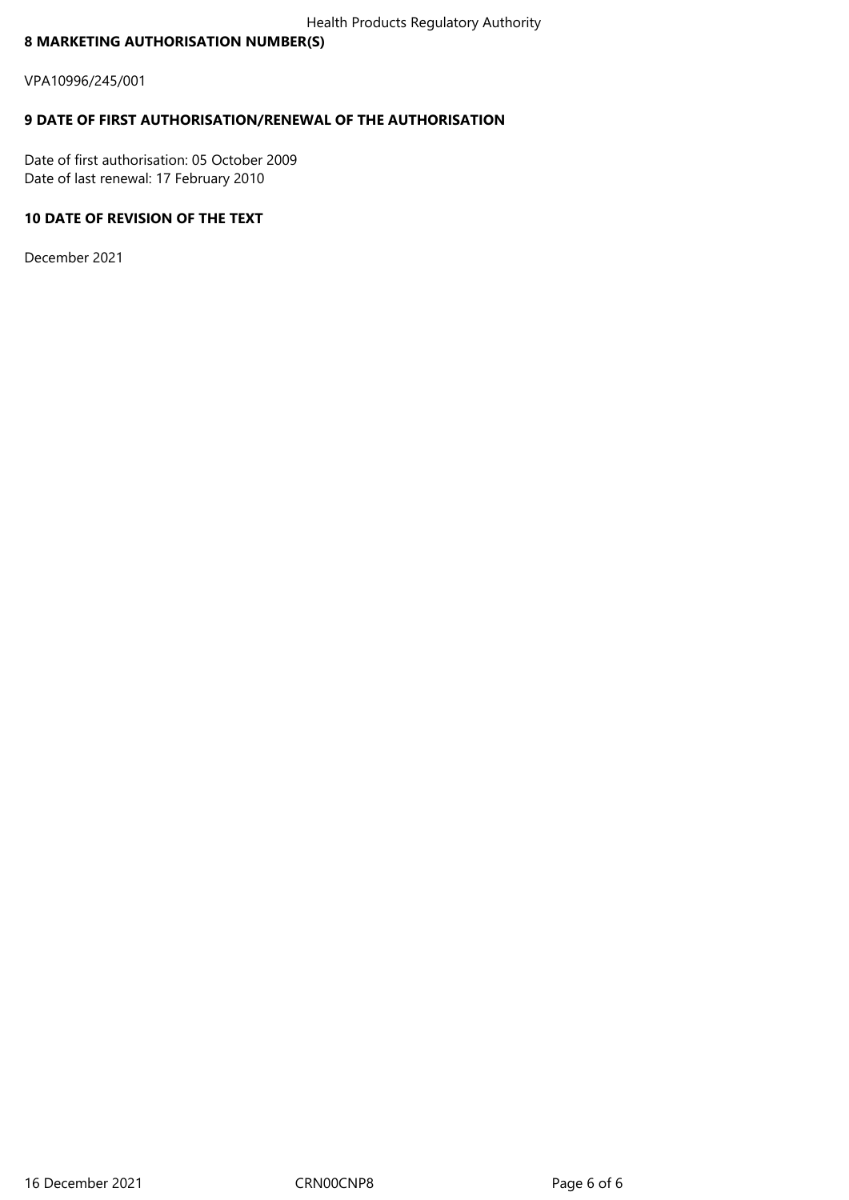## 8 MARKETING AUTHORISATION NUMBER(S)

VPA10996/245/001

## 9 DATE OF FIRST AUTHORISATION/RENEWAL OF THE AUTHORISATION

Date of first authorisation: 05 October 2009
Date of last renewal: 17 February 2010

## 10 DATE OF REVISION OF THE TEXT

December 2021